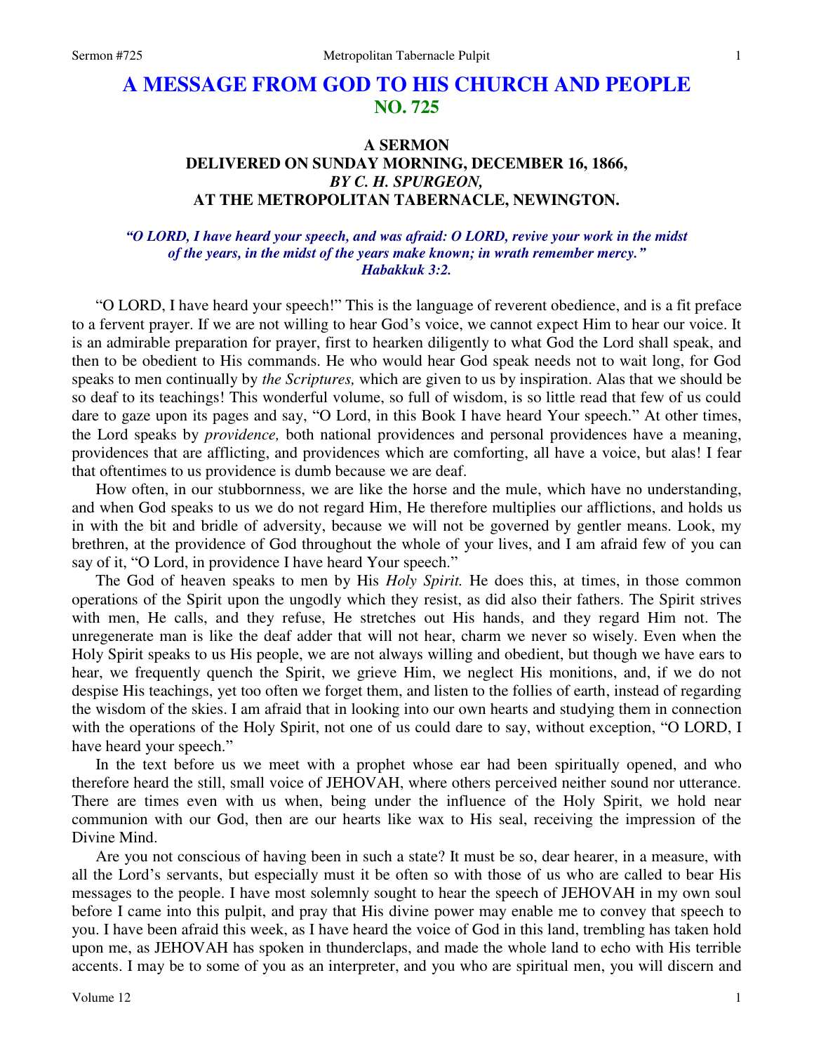# A MESSAGE FROM GOD TO HIS CHURCH AND PEOPLE
## NO. 725

### A SERMON
### DELIVERED ON SUNDAY MORNING, DECEMBER 16, 1866,
### *BY C. H. SPURGEON,*
### AT THE METROPOLITAN TABERNACLE, NEWINGTON.

***"O LORD, I have heard your speech, and was afraid: O LORD, revive your work in the midst of the years, in the midst of the years make known; in wrath remember mercy."***
***Habakkuk 3:2.***

"O LORD, I have heard your speech!" This is the language of reverent obedience, and is a fit preface to a fervent prayer. If we are not willing to hear God's voice, we cannot expect Him to hear our voice. It is an admirable preparation for prayer, first to hearken diligently to what God the Lord shall speak, and then to be obedient to His commands. He who would hear God speak needs not to wait long, for God speaks to men continually by *the Scriptures,* which are given to us by inspiration. Alas that we should be so deaf to its teachings! This wonderful volume, so full of wisdom, is so little read that few of us could dare to gaze upon its pages and say, "O Lord, in this Book I have heard Your speech." At other times, the Lord speaks by *providence,* both national providences and personal providences have a meaning, providences that are afflicting, and providences which are comforting, all have a voice, but alas! I fear that oftentimes to us providence is dumb because we are deaf.

How often, in our stubbornness, we are like the horse and the mule, which have no understanding, and when God speaks to us we do not regard Him, He therefore multiplies our afflictions, and holds us in with the bit and bridle of adversity, because we will not be governed by gentler means. Look, my brethren, at the providence of God throughout the whole of your lives, and I am afraid few of you can say of it, "O Lord, in providence I have heard Your speech."

The God of heaven speaks to men by His *Holy Spirit.* He does this, at times, in those common operations of the Spirit upon the ungodly which they resist, as did also their fathers. The Spirit strives with men, He calls, and they refuse, He stretches out His hands, and they regard Him not. The unregenerate man is like the deaf adder that will not hear, charm we never so wisely. Even when the Holy Spirit speaks to us His people, we are not always willing and obedient, but though we have ears to hear, we frequently quench the Spirit, we grieve Him, we neglect His monitions, and, if we do not despise His teachings, yet too often we forget them, and listen to the follies of earth, instead of regarding the wisdom of the skies. I am afraid that in looking into our own hearts and studying them in connection with the operations of the Holy Spirit, not one of us could dare to say, without exception, "O LORD, I have heard your speech."

In the text before us we meet with a prophet whose ear had been spiritually opened, and who therefore heard the still, small voice of JEHOVAH, where others perceived neither sound nor utterance. There are times even with us when, being under the influence of the Holy Spirit, we hold near communion with our God, then are our hearts like wax to His seal, receiving the impression of the Divine Mind.

Are you not conscious of having been in such a state? It must be so, dear hearer, in a measure, with all the Lord's servants, but especially must it be often so with those of us who are called to bear His messages to the people. I have most solemnly sought to hear the speech of JEHOVAH in my own soul before I came into this pulpit, and pray that His divine power may enable me to convey that speech to you. I have been afraid this week, as I have heard the voice of God in this land, trembling has taken hold upon me, as JEHOVAH has spoken in thunderclaps, and made the whole land to echo with His terrible accents. I may be to some of you as an interpreter, and you who are spiritual men, you will discern and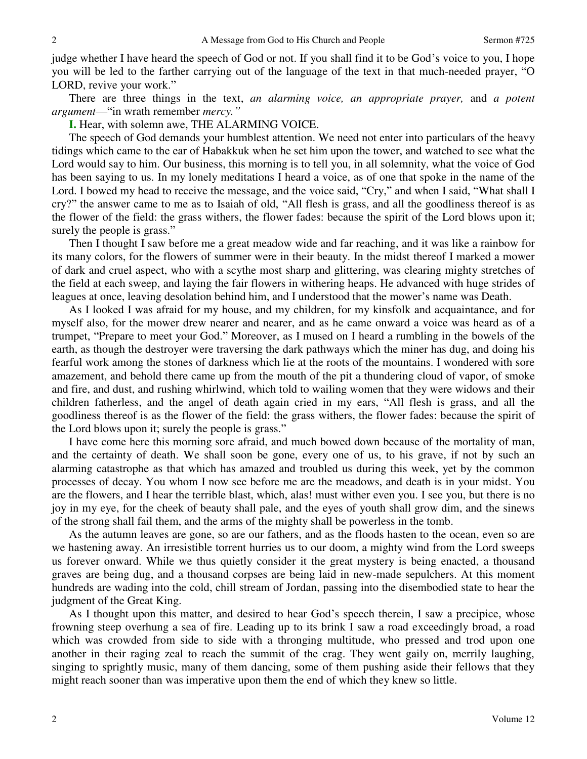judge whether I have heard the speech of God or not. If you shall find it to be God's voice to you, I hope you will be led to the farther carrying out of the language of the text in that much-needed prayer, "O LORD, revive your work."

There are three things in the text, *an alarming voice, an appropriate prayer,* and *a potent argument*—"in wrath remember *mercy."*

**I.** Hear, with solemn awe, THE ALARMING VOICE.

The speech of God demands your humblest attention. We need not enter into particulars of the heavy tidings which came to the ear of Habakkuk when he set him upon the tower, and watched to see what the Lord would say to him. Our business, this morning is to tell you, in all solemnity, what the voice of God has been saying to us. In my lonely meditations I heard a voice, as of one that spoke in the name of the Lord. I bowed my head to receive the message, and the voice said, "Cry," and when I said, "What shall I cry?" the answer came to me as to Isaiah of old, "All flesh is grass, and all the goodliness thereof is as the flower of the field: the grass withers, the flower fades: because the spirit of the Lord blows upon it; surely the people is grass."

Then I thought I saw before me a great meadow wide and far reaching, and it was like a rainbow for its many colors, for the flowers of summer were in their beauty. In the midst thereof I marked a mower of dark and cruel aspect, who with a scythe most sharp and glittering, was clearing mighty stretches of the field at each sweep, and laying the fair flowers in withering heaps. He advanced with huge strides of leagues at once, leaving desolation behind him, and I understood that the mower's name was Death.

As I looked I was afraid for my house, and my children, for my kinsfolk and acquaintance, and for myself also, for the mower drew nearer and nearer, and as he came onward a voice was heard as of a trumpet, "Prepare to meet your God." Moreover, as I mused on I heard a rumbling in the bowels of the earth, as though the destroyer were traversing the dark pathways which the miner has dug, and doing his fearful work among the stones of darkness which lie at the roots of the mountains. I wondered with sore amazement, and behold there came up from the mouth of the pit a thundering cloud of vapor, of smoke and fire, and dust, and rushing whirlwind, which told to wailing women that they were widows and their children fatherless, and the angel of death again cried in my ears, "All flesh is grass, and all the goodliness thereof is as the flower of the field: the grass withers, the flower fades: because the spirit of the Lord blows upon it; surely the people is grass."

I have come here this morning sore afraid, and much bowed down because of the mortality of man, and the certainty of death. We shall soon be gone, every one of us, to his grave, if not by such an alarming catastrophe as that which has amazed and troubled us during this week, yet by the common processes of decay. You whom I now see before me are the meadows, and death is in your midst. You are the flowers, and I hear the terrible blast, which, alas! must wither even you. I see you, but there is no joy in my eye, for the cheek of beauty shall pale, and the eyes of youth shall grow dim, and the sinews of the strong shall fail them, and the arms of the mighty shall be powerless in the tomb.

As the autumn leaves are gone, so are our fathers, and as the floods hasten to the ocean, even so are we hastening away. An irresistible torrent hurries us to our doom, a mighty wind from the Lord sweeps us forever onward. While we thus quietly consider it the great mystery is being enacted, a thousand graves are being dug, and a thousand corpses are being laid in new-made sepulchers. At this moment hundreds are wading into the cold, chill stream of Jordan, passing into the disembodied state to hear the judgment of the Great King.

As I thought upon this matter, and desired to hear God's speech therein, I saw a precipice, whose frowning steep overhung a sea of fire. Leading up to its brink I saw a road exceedingly broad, a road which was crowded from side to side with a thronging multitude, who pressed and trod upon one another in their raging zeal to reach the summit of the crag. They went gaily on, merrily laughing, singing to sprightly music, many of them dancing, some of them pushing aside their fellows that they might reach sooner than was imperative upon them the end of which they knew so little.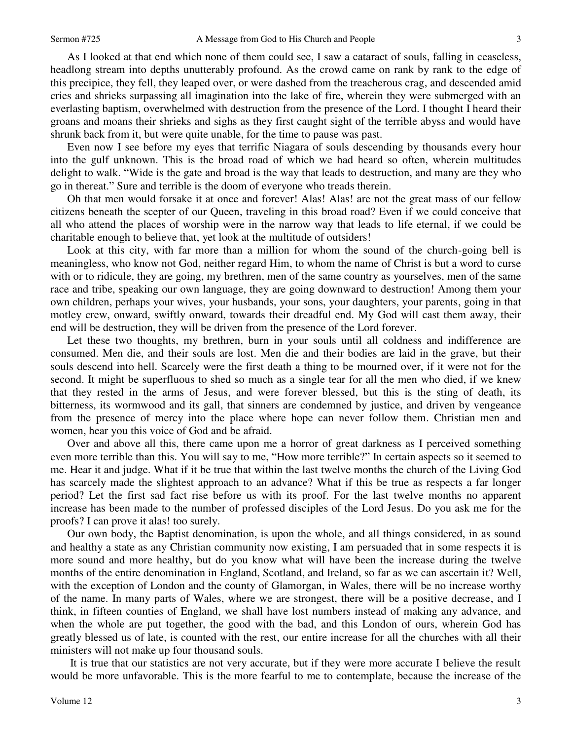As I looked at that end which none of them could see, I saw a cataract of souls, falling in ceaseless, headlong stream into depths unutterably profound. As the crowd came on rank by rank to the edge of this precipice, they fell, they leaped over, or were dashed from the treacherous crag, and descended amid cries and shrieks surpassing all imagination into the lake of fire, wherein they were submerged with an everlasting baptism, overwhelmed with destruction from the presence of the Lord. I thought I heard their groans and moans their shrieks and sighs as they first caught sight of the terrible abyss and would have shrunk back from it, but were quite unable, for the time to pause was past.

Even now I see before my eyes that terrific Niagara of souls descending by thousands every hour into the gulf unknown. This is the broad road of which we had heard so often, wherein multitudes delight to walk. "Wide is the gate and broad is the way that leads to destruction, and many are they who go in thereat." Sure and terrible is the doom of everyone who treads therein.

Oh that men would forsake it at once and forever! Alas! Alas! are not the great mass of our fellow citizens beneath the scepter of our Queen, traveling in this broad road? Even if we could conceive that all who attend the places of worship were in the narrow way that leads to life eternal, if we could be charitable enough to believe that, yet look at the multitude of outsiders!

Look at this city, with far more than a million for whom the sound of the church-going bell is meaningless, who know not God, neither regard Him, to whom the name of Christ is but a word to curse with or to ridicule, they are going, my brethren, men of the same country as yourselves, men of the same race and tribe, speaking our own language, they are going downward to destruction! Among them your own children, perhaps your wives, your husbands, your sons, your daughters, your parents, going in that motley crew, onward, swiftly onward, towards their dreadful end. My God will cast them away, their end will be destruction, they will be driven from the presence of the Lord forever.

Let these two thoughts, my brethren, burn in your souls until all coldness and indifference are consumed. Men die, and their souls are lost. Men die and their bodies are laid in the grave, but their souls descend into hell. Scarcely were the first death a thing to be mourned over, if it were not for the second. It might be superfluous to shed so much as a single tear for all the men who died, if we knew that they rested in the arms of Jesus, and were forever blessed, but this is the sting of death, its bitterness, its wormwood and its gall, that sinners are condemned by justice, and driven by vengeance from the presence of mercy into the place where hope can never follow them. Christian men and women, hear you this voice of God and be afraid.

Over and above all this, there came upon me a horror of great darkness as I perceived something even more terrible than this. You will say to me, "How more terrible?" In certain aspects so it seemed to me. Hear it and judge. What if it be true that within the last twelve months the church of the Living God has scarcely made the slightest approach to an advance? What if this be true as respects a far longer period? Let the first sad fact rise before us with its proof. For the last twelve months no apparent increase has been made to the number of professed disciples of the Lord Jesus. Do you ask me for the proofs? I can prove it alas! too surely.

Our own body, the Baptist denomination, is upon the whole, and all things considered, in as sound and healthy a state as any Christian community now existing, I am persuaded that in some respects it is more sound and more healthy, but do you know what will have been the increase during the twelve months of the entire denomination in England, Scotland, and Ireland, so far as we can ascertain it? Well, with the exception of London and the county of Glamorgan, in Wales, there will be no increase worthy of the name. In many parts of Wales, where we are strongest, there will be a positive decrease, and I think, in fifteen counties of England, we shall have lost numbers instead of making any advance, and when the whole are put together, the good with the bad, and this London of ours, wherein God has greatly blessed us of late, is counted with the rest, our entire increase for all the churches with all their ministers will not make up four thousand souls.

It is true that our statistics are not very accurate, but if they were more accurate I believe the result would be more unfavorable. This is the more fearful to me to contemplate, because the increase of the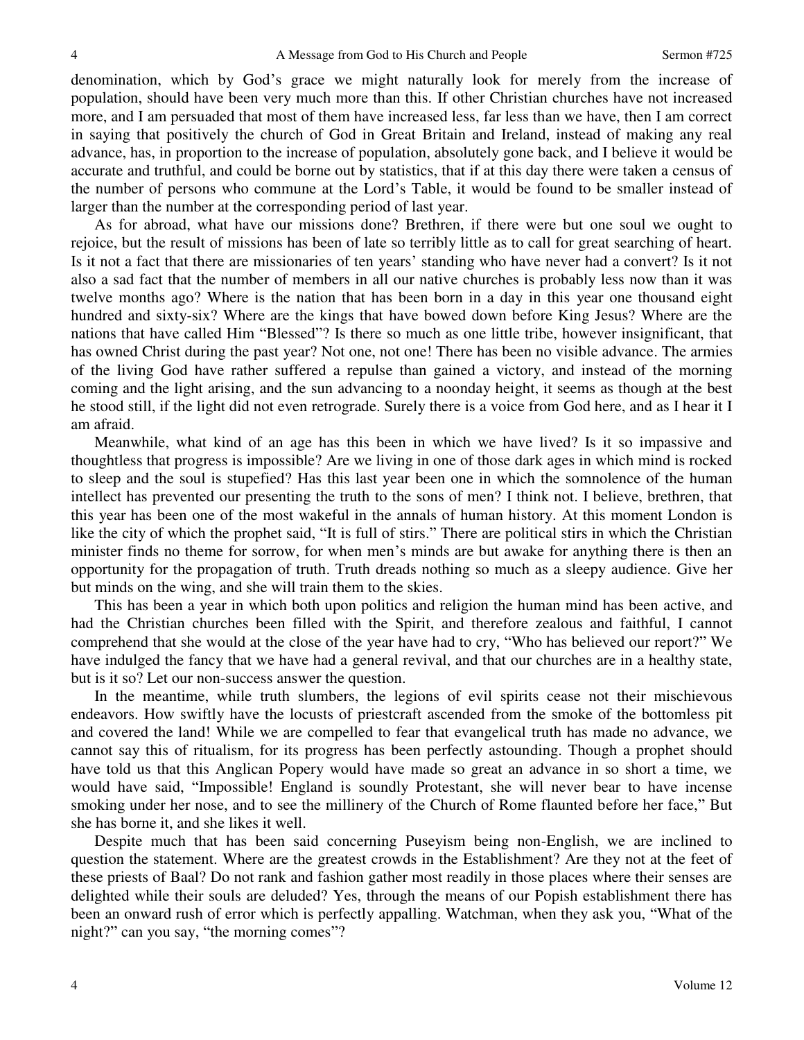denomination, which by God's grace we might naturally look for merely from the increase of population, should have been very much more than this. If other Christian churches have not increased more, and I am persuaded that most of them have increased less, far less than we have, then I am correct in saying that positively the church of God in Great Britain and Ireland, instead of making any real advance, has, in proportion to the increase of population, absolutely gone back, and I believe it would be accurate and truthful, and could be borne out by statistics, that if at this day there were taken a census of the number of persons who commune at the Lord's Table, it would be found to be smaller instead of larger than the number at the corresponding period of last year.

As for abroad, what have our missions done? Brethren, if there were but one soul we ought to rejoice, but the result of missions has been of late so terribly little as to call for great searching of heart. Is it not a fact that there are missionaries of ten years' standing who have never had a convert? Is it not also a sad fact that the number of members in all our native churches is probably less now than it was twelve months ago? Where is the nation that has been born in a day in this year one thousand eight hundred and sixty-six? Where are the kings that have bowed down before King Jesus? Where are the nations that have called Him "Blessed"? Is there so much as one little tribe, however insignificant, that has owned Christ during the past year? Not one, not one! There has been no visible advance. The armies of the living God have rather suffered a repulse than gained a victory, and instead of the morning coming and the light arising, and the sun advancing to a noonday height, it seems as though at the best he stood still, if the light did not even retrograde. Surely there is a voice from God here, and as I hear it I am afraid.

Meanwhile, what kind of an age has this been in which we have lived? Is it so impassive and thoughtless that progress is impossible? Are we living in one of those dark ages in which mind is rocked to sleep and the soul is stupefied? Has this last year been one in which the somnolence of the human intellect has prevented our presenting the truth to the sons of men? I think not. I believe, brethren, that this year has been one of the most wakeful in the annals of human history. At this moment London is like the city of which the prophet said, "It is full of stirs." There are political stirs in which the Christian minister finds no theme for sorrow, for when men's minds are but awake for anything there is then an opportunity for the propagation of truth. Truth dreads nothing so much as a sleepy audience. Give her but minds on the wing, and she will train them to the skies.

This has been a year in which both upon politics and religion the human mind has been active, and had the Christian churches been filled with the Spirit, and therefore zealous and faithful, I cannot comprehend that she would at the close of the year have had to cry, "Who has believed our report?" We have indulged the fancy that we have had a general revival, and that our churches are in a healthy state, but is it so? Let our non-success answer the question.

In the meantime, while truth slumbers, the legions of evil spirits cease not their mischievous endeavors. How swiftly have the locusts of priestcraft ascended from the smoke of the bottomless pit and covered the land! While we are compelled to fear that evangelical truth has made no advance, we cannot say this of ritualism, for its progress has been perfectly astounding. Though a prophet should have told us that this Anglican Popery would have made so great an advance in so short a time, we would have said, "Impossible! England is soundly Protestant, she will never bear to have incense smoking under her nose, and to see the millinery of the Church of Rome flaunted before her face," But she has borne it, and she likes it well.

Despite much that has been said concerning Puseyism being non-English, we are inclined to question the statement. Where are the greatest crowds in the Establishment? Are they not at the feet of these priests of Baal? Do not rank and fashion gather most readily in those places where their senses are delighted while their souls are deluded? Yes, through the means of our Popish establishment there has been an onward rush of error which is perfectly appalling. Watchman, when they ask you, "What of the night?" can you say, "the morning comes"?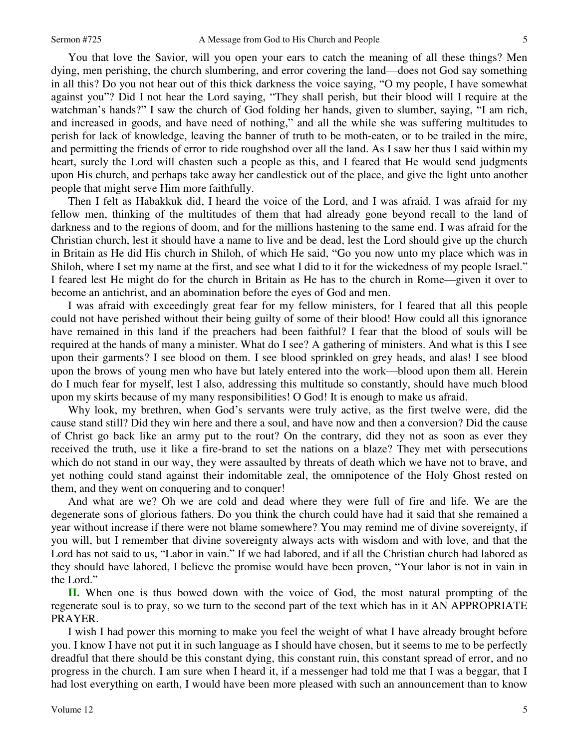You that love the Savior, will you open your ears to catch the meaning of all these things? Men dying, men perishing, the church slumbering, and error covering the land—does not God say something in all this? Do you not hear out of this thick darkness the voice saying, "O my people, I have somewhat against you"? Did I not hear the Lord saying, "They shall perish, but their blood will I require at the watchman's hands?" I saw the church of God folding her hands, given to slumber, saying, "I am rich, and increased in goods, and have need of nothing," and all the while she was suffering multitudes to perish for lack of knowledge, leaving the banner of truth to be moth-eaten, or to be trailed in the mire, and permitting the friends of error to ride roughshod over all the land. As I saw her thus I said within my heart, surely the Lord will chasten such a people as this, and I feared that He would send judgments upon His church, and perhaps take away her candlestick out of the place, and give the light unto another people that might serve Him more faithfully.

Then I felt as Habakkuk did, I heard the voice of the Lord, and I was afraid. I was afraid for my fellow men, thinking of the multitudes of them that had already gone beyond recall to the land of darkness and to the regions of doom, and for the millions hastening to the same end. I was afraid for the Christian church, lest it should have a name to live and be dead, lest the Lord should give up the church in Britain as He did His church in Shiloh, of which He said, "Go you now unto my place which was in Shiloh, where I set my name at the first, and see what I did to it for the wickedness of my people Israel." I feared lest He might do for the church in Britain as He has to the church in Rome—given it over to become an antichrist, and an abomination before the eyes of God and men.

I was afraid with exceedingly great fear for my fellow ministers, for I feared that all this people could not have perished without their being guilty of some of their blood! How could all this ignorance have remained in this land if the preachers had been faithful? I fear that the blood of souls will be required at the hands of many a minister. What do I see? A gathering of ministers. And what is this I see upon their garments? I see blood on them. I see blood sprinkled on grey heads, and alas! I see blood upon the brows of young men who have but lately entered into the work—blood upon them all. Herein do I much fear for myself, lest I also, addressing this multitude so constantly, should have much blood upon my skirts because of my many responsibilities! O God! It is enough to make us afraid.

Why look, my brethren, when God's servants were truly active, as the first twelve were, did the cause stand still? Did they win here and there a soul, and have now and then a conversion? Did the cause of Christ go back like an army put to the rout? On the contrary, did they not as soon as ever they received the truth, use it like a fire-brand to set the nations on a blaze? They met with persecutions which do not stand in our way, they were assaulted by threats of death which we have not to brave, and yet nothing could stand against their indomitable zeal, the omnipotence of the Holy Ghost rested on them, and they went on conquering and to conquer!

And what are we? Oh we are cold and dead where they were full of fire and life. We are the degenerate sons of glorious fathers. Do you think the church could have had it said that she remained a year without increase if there were not blame somewhere? You may remind me of divine sovereignty, if you will, but I remember that divine sovereignty always acts with wisdom and with love, and that the Lord has not said to us, "Labor in vain." If we had labored, and if all the Christian church had labored as they should have labored, I believe the promise would have been proven, "Your labor is not in vain in the Lord."

**II.** When one is thus bowed down with the voice of God, the most natural prompting of the regenerate soul is to pray, so we turn to the second part of the text which has in it AN APPROPRIATE PRAYER.

I wish I had power this morning to make you feel the weight of what I have already brought before you. I know I have not put it in such language as I should have chosen, but it seems to me to be perfectly dreadful that there should be this constant dying, this constant ruin, this constant spread of error, and no progress in the church. I am sure when I heard it, if a messenger had told me that I was a beggar, that I had lost everything on earth, I would have been more pleased with such an announcement than to know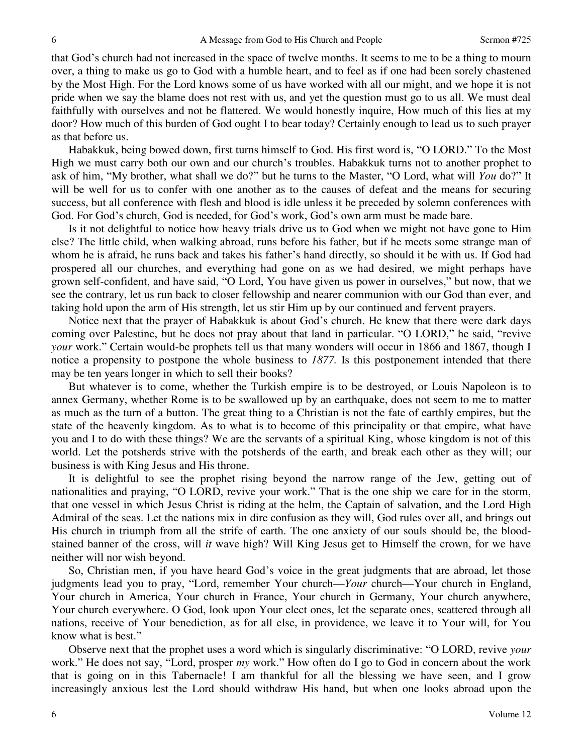that God's church had not increased in the space of twelve months. It seems to me to be a thing to mourn over, a thing to make us go to God with a humble heart, and to feel as if one had been sorely chastened by the Most High. For the Lord knows some of us have worked with all our might, and we hope it is not pride when we say the blame does not rest with us, and yet the question must go to us all. We must deal faithfully with ourselves and not be flattered. We would honestly inquire, How much of this lies at my door? How much of this burden of God ought I to bear today? Certainly enough to lead us to such prayer as that before us.

Habakkuk, being bowed down, first turns himself to God. His first word is, "O LORD." To the Most High we must carry both our own and our church's troubles. Habakkuk turns not to another prophet to ask of him, "My brother, what shall we do?" but he turns to the Master, "O Lord, what will *You* do?" It will be well for us to confer with one another as to the causes of defeat and the means for securing success, but all conference with flesh and blood is idle unless it be preceded by solemn conferences with God. For God's church, God is needed, for God's work, God's own arm must be made bare.

Is it not delightful to notice how heavy trials drive us to God when we might not have gone to Him else? The little child, when walking abroad, runs before his father, but if he meets some strange man of whom he is afraid, he runs back and takes his father's hand directly, so should it be with us. If God had prospered all our churches, and everything had gone on as we had desired, we might perhaps have grown self-confident, and have said, "O Lord, You have given us power in ourselves," but now, that we see the contrary, let us run back to closer fellowship and nearer communion with our God than ever, and taking hold upon the arm of His strength, let us stir Him up by our continued and fervent prayers.

Notice next that the prayer of Habakkuk is about God's church. He knew that there were dark days coming over Palestine, but he does not pray about that land in particular. "O LORD," he said, "revive *your* work." Certain would-be prophets tell us that many wonders will occur in 1866 and 1867, though I notice a propensity to postpone the whole business to *1877*. Is this postponement intended that there may be ten years longer in which to sell their books?

But whatever is to come, whether the Turkish empire is to be destroyed, or Louis Napoleon is to annex Germany, whether Rome is to be swallowed up by an earthquake, does not seem to me to matter as much as the turn of a button. The great thing to a Christian is not the fate of earthly empires, but the state of the heavenly kingdom. As to what is to become of this principality or that empire, what have you and I to do with these things? We are the servants of a spiritual King, whose kingdom is not of this world. Let the potsherds strive with the potsherds of the earth, and break each other as they will; our business is with King Jesus and His throne.

It is delightful to see the prophet rising beyond the narrow range of the Jew, getting out of nationalities and praying, "O LORD, revive your work." That is the one ship we care for in the storm, that one vessel in which Jesus Christ is riding at the helm, the Captain of salvation, and the Lord High Admiral of the seas. Let the nations mix in dire confusion as they will, God rules over all, and brings out His church in triumph from all the strife of earth. The one anxiety of our souls should be, the blood-stained banner of the cross, will *it* wave high? Will King Jesus get to Himself the crown, for we have neither will nor wish beyond.

So, Christian men, if you have heard God's voice in the great judgments that are abroad, let those judgments lead you to pray, "Lord, remember Your church—*Your* church—Your church in England, Your church in America, Your church in France, Your church in Germany, Your church anywhere, Your church everywhere. O God, look upon Your elect ones, let the separate ones, scattered through all nations, receive of Your benediction, as for all else, in providence, we leave it to Your will, for You know what is best."

Observe next that the prophet uses a word which is singularly discriminative: "O LORD, revive *your* work." He does not say, "Lord, prosper *my* work." How often do I go to God in concern about the work that is going on in this Tabernacle! I am thankful for all the blessing we have seen, and I grow increasingly anxious lest the Lord should withdraw His hand, but when one looks abroad upon the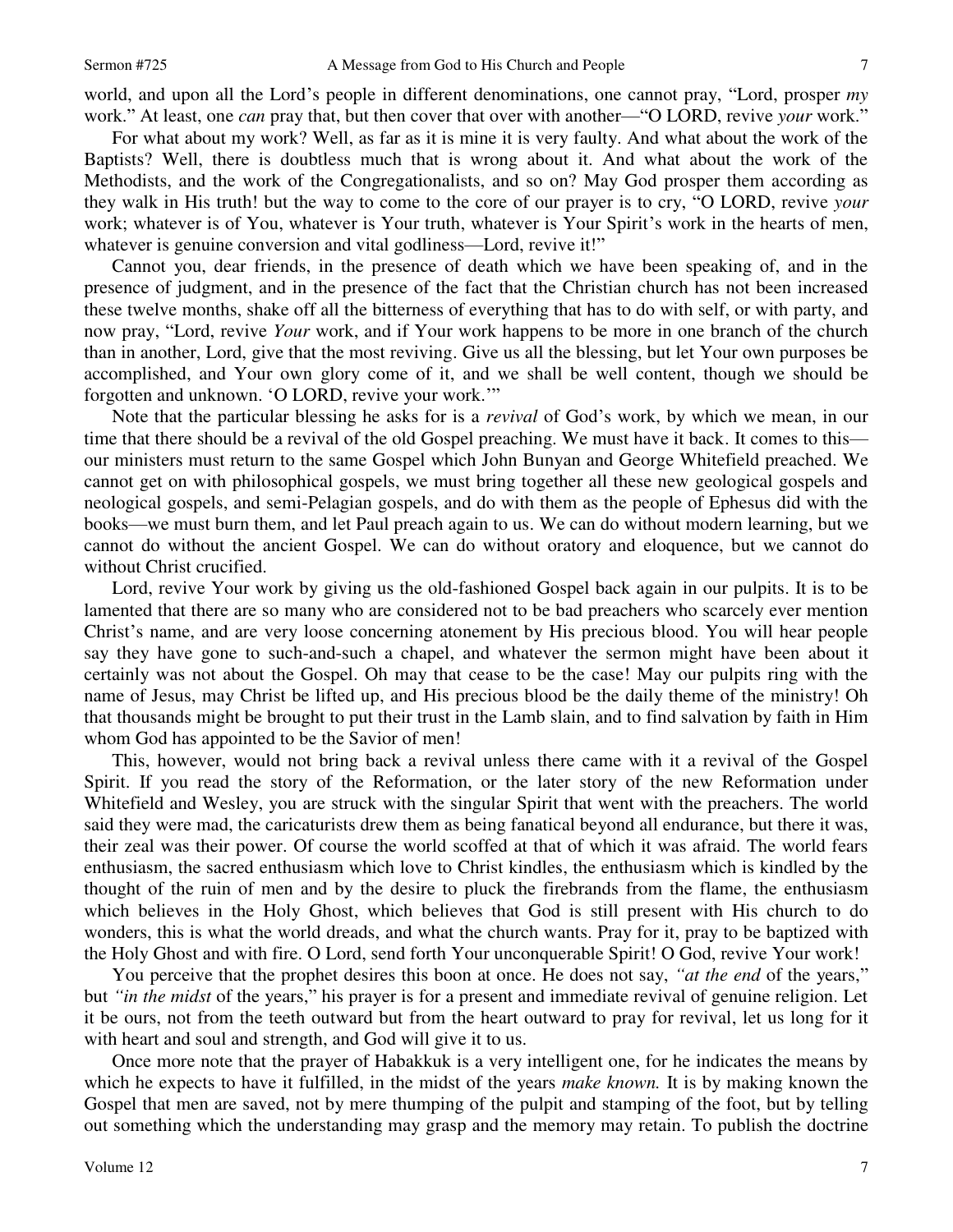world, and upon all the Lord's people in different denominations, one cannot pray, "Lord, prosper *my* work." At least, one *can* pray that, but then cover that over with another—"O LORD, revive *your* work."

For what about my work? Well, as far as it is mine it is very faulty. And what about the work of the Baptists? Well, there is doubtless much that is wrong about it. And what about the work of the Methodists, and the work of the Congregationalists, and so on? May God prosper them according as they walk in His truth! but the way to come to the core of our prayer is to cry, "O LORD, revive *your* work; whatever is of You, whatever is Your truth, whatever is Your Spirit's work in the hearts of men, whatever is genuine conversion and vital godliness—Lord, revive it!"

Cannot you, dear friends, in the presence of death which we have been speaking of, and in the presence of judgment, and in the presence of the fact that the Christian church has not been increased these twelve months, shake off all the bitterness of everything that has to do with self, or with party, and now pray, "Lord, revive *Your* work, and if Your work happens to be more in one branch of the church than in another, Lord, give that the most reviving. Give us all the blessing, but let Your own purposes be accomplished, and Your own glory come of it, and we shall be well content, though we should be forgotten and unknown. 'O LORD, revive your work.'"

Note that the particular blessing he asks for is a *revival* of God's work, by which we mean, in our time that there should be a revival of the old Gospel preaching. We must have it back. It comes to this—our ministers must return to the same Gospel which John Bunyan and George Whitefield preached. We cannot get on with philosophical gospels, we must bring together all these new geological gospels and neological gospels, and semi-Pelagian gospels, and do with them as the people of Ephesus did with the books—we must burn them, and let Paul preach again to us. We can do without modern learning, but we cannot do without the ancient Gospel. We can do without oratory and eloquence, but we cannot do without Christ crucified.

Lord, revive Your work by giving us the old-fashioned Gospel back again in our pulpits. It is to be lamented that there are so many who are considered not to be bad preachers who scarcely ever mention Christ's name, and are very loose concerning atonement by His precious blood. You will hear people say they have gone to such-and-such a chapel, and whatever the sermon might have been about it certainly was not about the Gospel. Oh may that cease to be the case! May our pulpits ring with the name of Jesus, may Christ be lifted up, and His precious blood be the daily theme of the ministry! Oh that thousands might be brought to put their trust in the Lamb slain, and to find salvation by faith in Him whom God has appointed to be the Savior of men!

This, however, would not bring back a revival unless there came with it a revival of the Gospel Spirit. If you read the story of the Reformation, or the later story of the new Reformation under Whitefield and Wesley, you are struck with the singular Spirit that went with the preachers. The world said they were mad, the caricaturists drew them as being fanatical beyond all endurance, but there it was, their zeal was their power. Of course the world scoffed at that of which it was afraid. The world fears enthusiasm, the sacred enthusiasm which love to Christ kindles, the enthusiasm which is kindled by the thought of the ruin of men and by the desire to pluck the firebrands from the flame, the enthusiasm which believes in the Holy Ghost, which believes that God is still present with His church to do wonders, this is what the world dreads, and what the church wants. Pray for it, pray to be baptized with the Holy Ghost and with fire. O Lord, send forth Your unconquerable Spirit! O God, revive Your work!

You perceive that the prophet desires this boon at once. He does not say, *"at the end* of the years," but *"in the midst* of the years," his prayer is for a present and immediate revival of genuine religion. Let it be ours, not from the teeth outward but from the heart outward to pray for revival, let us long for it with heart and soul and strength, and God will give it to us.

Once more note that the prayer of Habakkuk is a very intelligent one, for he indicates the means by which he expects to have it fulfilled, in the midst of the years *make known.* It is by making known the Gospel that men are saved, not by mere thumping of the pulpit and stamping of the foot, but by telling out something which the understanding may grasp and the memory may retain. To publish the doctrine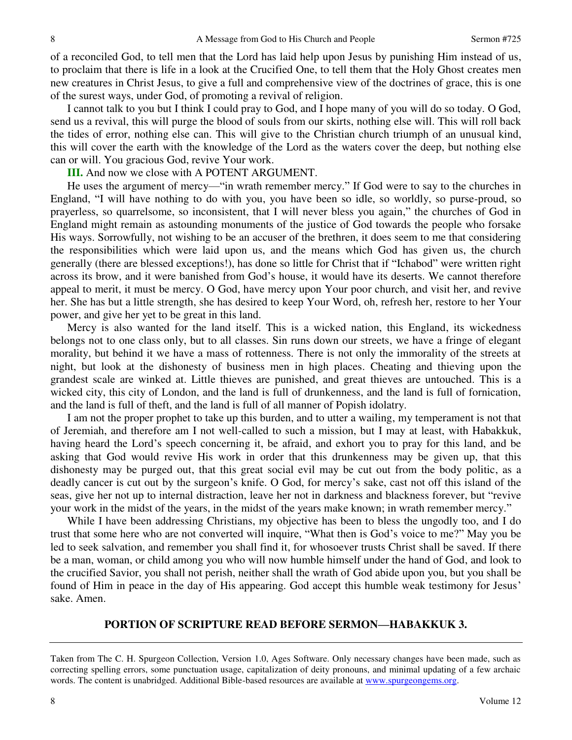of a reconciled God, to tell men that the Lord has laid help upon Jesus by punishing Him instead of us, to proclaim that there is life in a look at the Crucified One, to tell them that the Holy Ghost creates men new creatures in Christ Jesus, to give a full and comprehensive view of the doctrines of grace, this is one of the surest ways, under God, of promoting a revival of religion.

I cannot talk to you but I think I could pray to God, and I hope many of you will do so today. O God, send us a revival, this will purge the blood of souls from our skirts, nothing else will. This will roll back the tides of error, nothing else can. This will give to the Christian church triumph of an unusual kind, this will cover the earth with the knowledge of the Lord as the waters cover the deep, but nothing else can or will. You gracious God, revive Your work.

**III.** And now we close with A POTENT ARGUMENT.

He uses the argument of mercy—"in wrath remember mercy." If God were to say to the churches in England, "I will have nothing to do with you, you have been so idle, so worldly, so purse-proud, so prayerless, so quarrelsome, so inconsistent, that I will never bless you again," the churches of God in England might remain as astounding monuments of the justice of God towards the people who forsake His ways. Sorrowfully, not wishing to be an accuser of the brethren, it does seem to me that considering the responsibilities which were laid upon us, and the means which God has given us, the church generally (there are blessed exceptions!), has done so little for Christ that if "Ichabod" were written right across its brow, and it were banished from God's house, it would have its deserts. We cannot therefore appeal to merit, it must be mercy. O God, have mercy upon Your poor church, and visit her, and revive her. She has but a little strength, she has desired to keep Your Word, oh, refresh her, restore to her Your power, and give her yet to be great in this land.

Mercy is also wanted for the land itself. This is a wicked nation, this England, its wickedness belongs not to one class only, but to all classes. Sin runs down our streets, we have a fringe of elegant morality, but behind it we have a mass of rottenness. There is not only the immorality of the streets at night, but look at the dishonesty of business men in high places. Cheating and thieving upon the grandest scale are winked at. Little thieves are punished, and great thieves are untouched. This is a wicked city, this city of London, and the land is full of drunkenness, and the land is full of fornication, and the land is full of theft, and the land is full of all manner of Popish idolatry.

I am not the proper prophet to take up this burden, and to utter a wailing, my temperament is not that of Jeremiah, and therefore am I not well-called to such a mission, but I may at least, with Habakkuk, having heard the Lord's speech concerning it, be afraid, and exhort you to pray for this land, and be asking that God would revive His work in order that this drunkenness may be given up, that this dishonesty may be purged out, that this great social evil may be cut out from the body politic, as a deadly cancer is cut out by the surgeon's knife. O God, for mercy's sake, cast not off this island of the seas, give her not up to internal distraction, leave her not in darkness and blackness forever, but "revive your work in the midst of the years, in the midst of the years make known; in wrath remember mercy."

While I have been addressing Christians, my objective has been to bless the ungodly too, and I do trust that some here who are not converted will inquire, "What then is God's voice to me?" May you be led to seek salvation, and remember you shall find it, for whosoever trusts Christ shall be saved. If there be a man, woman, or child among you who will now humble himself under the hand of God, and look to the crucified Savior, you shall not perish, neither shall the wrath of God abide upon you, but you shall be found of Him in peace in the day of His appearing. God accept this humble weak testimony for Jesus' sake. Amen.

## PORTION OF SCRIPTURE READ BEFORE SERMON—HABAKKUK 3.

---

Taken from The C. H. Spurgeon Collection, Version 1.0, Ages Software. Only necessary changes have been made, such as correcting spelling errors, some punctuation usage, capitalization of deity pronouns, and minimal updating of a few archaic words. The content is unabridged. Additional Bible-based resources are available at www.spurgeongems.org.